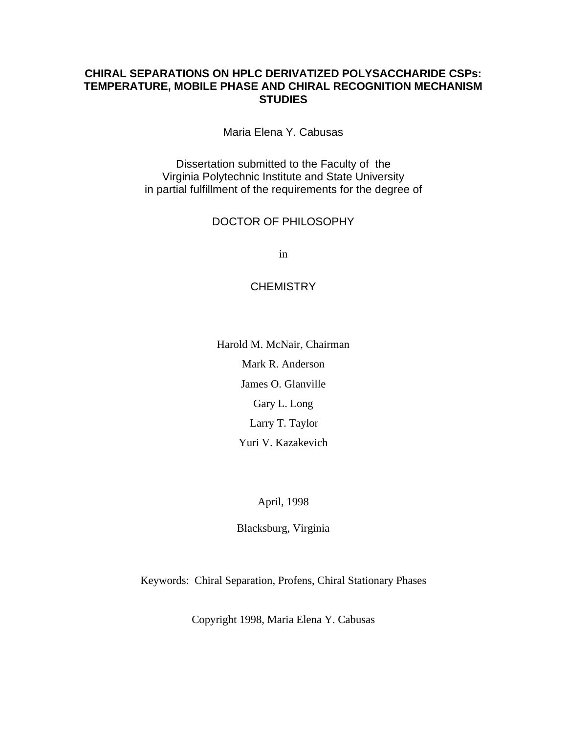# CHIRAL SEPARATIONS ON HPLC DERIVATIZED POLYSACCHARIDE CSPs: TEMPERATURE, MOBILE PHASE AND CHIRAL RECOGNITION MECHANISM STUDIES

Maria Elena Y. Cabusas

Dissertation submitted to the Faculty of the
Virginia Polytechnic Institute and State University
in partial fulfillment of the requirements for the degree of

DOCTOR OF PHILOSOPHY

in

CHEMISTRY

Harold M. McNair, Chairman

Mark R. Anderson

James O. Glanville

Gary L. Long

Larry T. Taylor

Yuri V. Kazakevich

April, 1998

Blacksburg, Virginia

Keywords: Chiral Separation, Profens, Chiral Stationary Phases

Copyright 1998, Maria Elena Y. Cabusas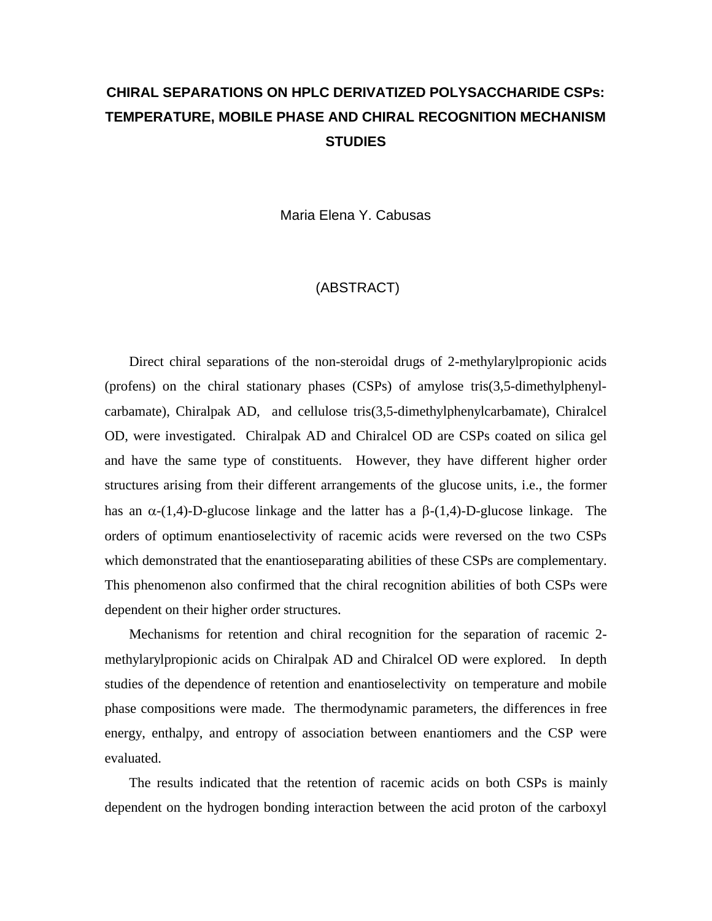# CHIRAL SEPARATIONS ON HPLC DERIVATIZED POLYSACCHARIDE CSPs: TEMPERATURE, MOBILE PHASE AND CHIRAL RECOGNITION MECHANISM STUDIES

Maria Elena Y. Cabusas

(ABSTRACT)

Direct chiral separations of the non-steroidal drugs of 2-methylarylpropionic acids (profens) on the chiral stationary phases (CSPs) of amylose tris(3,5-dimethylphenyl-carbamate), Chiralpak AD, and cellulose tris(3,5-dimethylphenylcarbamate), Chiralcel OD, were investigated. Chiralpak AD and Chiralcel OD are CSPs coated on silica gel and have the same type of constituents. However, they have different higher order structures arising from their different arrangements of the glucose units, i.e., the former has an $\alpha$-(1,4)-D-glucose linkage and the latter has a $\beta$-(1,4)-D-glucose linkage. The orders of optimum enantioselectivity of racemic acids were reversed on the two CSPs which demonstrated that the enantioseparating abilities of these CSPs are complementary. This phenomenon also confirmed that the chiral recognition abilities of both CSPs were dependent on their higher order structures.

Mechanisms for retention and chiral recognition for the separation of racemic 2-methylarylpropionic acids on Chiralpak AD and Chiralcel OD were explored. In depth studies of the dependence of retention and enantioselectivity on temperature and mobile phase compositions were made. The thermodynamic parameters, the differences in free energy, enthalpy, and entropy of association between enantiomers and the CSP were evaluated.

The results indicated that the retention of racemic acids on both CSPs is mainly dependent on the hydrogen bonding interaction between the acid proton of the carboxyl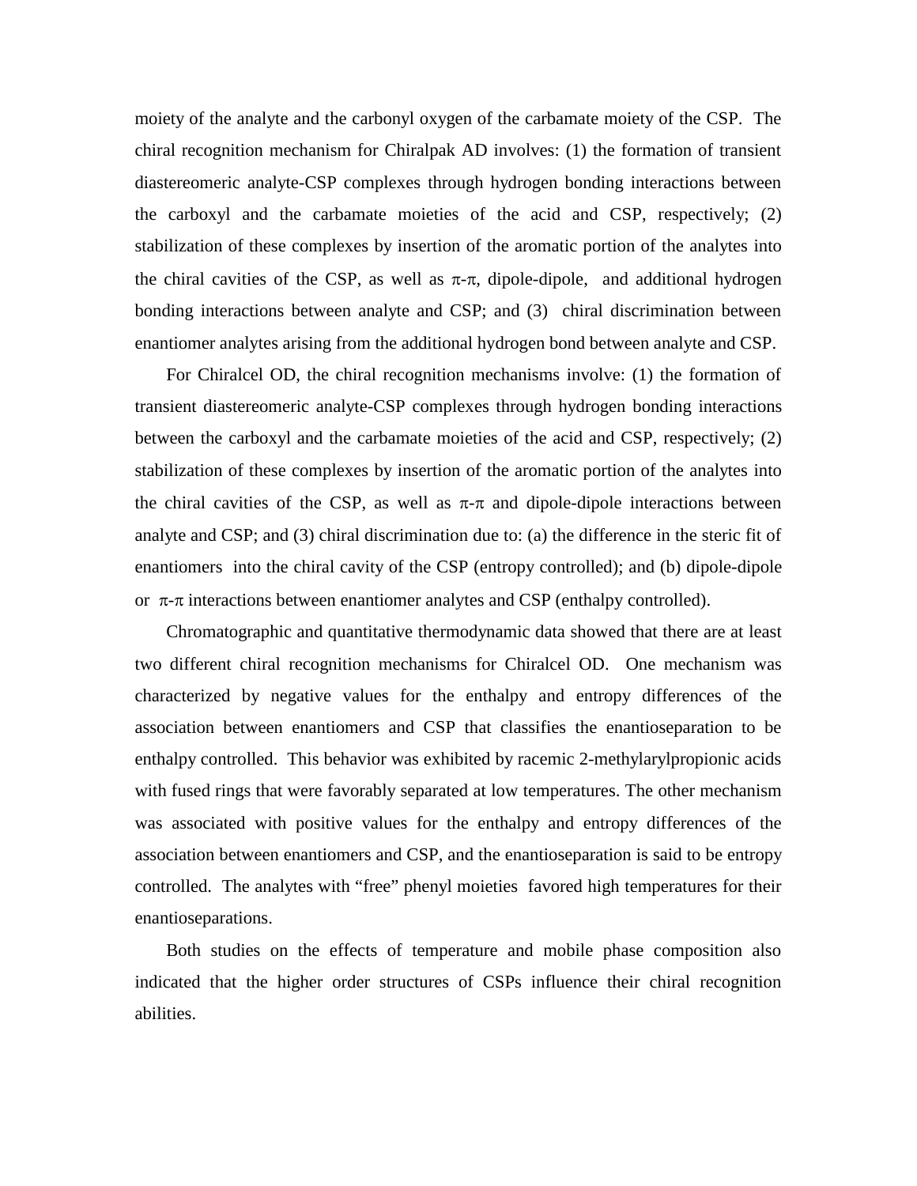moiety of the analyte and the carbonyl oxygen of the carbamate moiety of the CSP. The chiral recognition mechanism for Chiralpak AD involves: (1) the formation of transient diastereomeric analyte-CSP complexes through hydrogen bonding interactions between the carboxyl and the carbamate moieties of the acid and CSP, respectively; (2) stabilization of these complexes by insertion of the aromatic portion of the analytes into the chiral cavities of the CSP, as well as $\pi$-$\pi$, dipole-dipole, and additional hydrogen bonding interactions between analyte and CSP; and (3) chiral discrimination between enantiomer analytes arising from the additional hydrogen bond between analyte and CSP.

For Chiralcel OD, the chiral recognition mechanisms involve: (1) the formation of transient diastereomeric analyte-CSP complexes through hydrogen bonding interactions between the carboxyl and the carbamate moieties of the acid and CSP, respectively; (2) stabilization of these complexes by insertion of the aromatic portion of the analytes into the chiral cavities of the CSP, as well as $\pi$-$\pi$ and dipole-dipole interactions between analyte and CSP; and (3) chiral discrimination due to: (a) the difference in the steric fit of enantiomers into the chiral cavity of the CSP (entropy controlled); and (b) dipole-dipole or $\pi$-$\pi$ interactions between enantiomer analytes and CSP (enthalpy controlled).

Chromatographic and quantitative thermodynamic data showed that there are at least two different chiral recognition mechanisms for Chiralcel OD. One mechanism was characterized by negative values for the enthalpy and entropy differences of the association between enantiomers and CSP that classifies the enantioseparation to be enthalpy controlled. This behavior was exhibited by racemic 2-methylarylpropionic acids with fused rings that were favorably separated at low temperatures. The other mechanism was associated with positive values for the enthalpy and entropy differences of the association between enantiomers and CSP, and the enantioseparation is said to be entropy controlled. The analytes with "free" phenyl moieties favored high temperatures for their enantioseparations.

Both studies on the effects of temperature and mobile phase composition also indicated that the higher order structures of CSPs influence their chiral recognition abilities.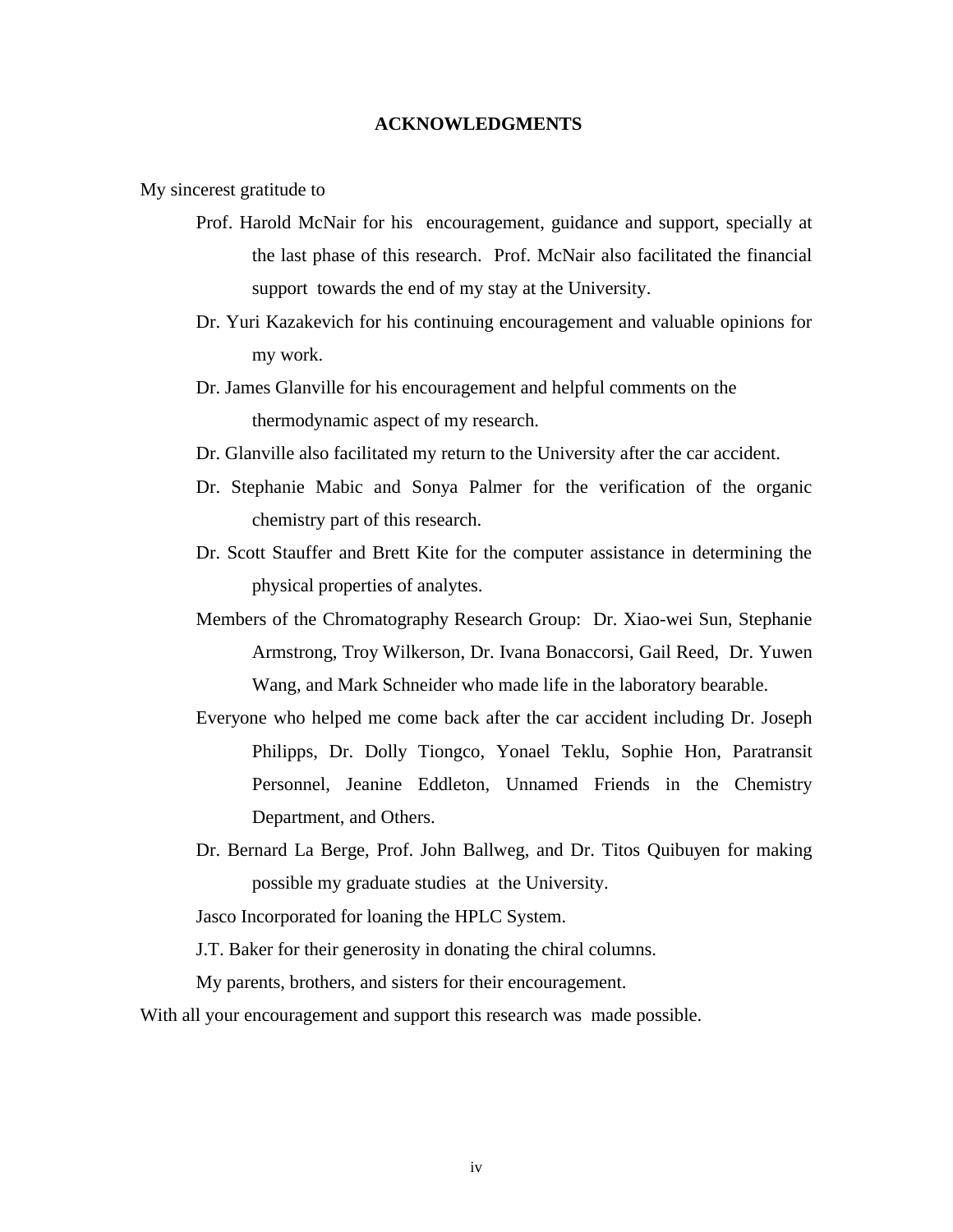# ACKNOWLEDGMENTS

My sincerest gratitude to

Prof. Harold McNair for his encouragement, guidance and support, specially at the last phase of this research. Prof. McNair also facilitated the financial support towards the end of my stay at the University.

Dr. Yuri Kazakevich for his continuing encouragement and valuable opinions for my work.

Dr. James Glanville for his encouragement and helpful comments on the thermodynamic aspect of my research.

Dr. Glanville also facilitated my return to the University after the car accident.

Dr. Stephanie Mabic and Sonya Palmer for the verification of the organic chemistry part of this research.

Dr. Scott Stauffer and Brett Kite for the computer assistance in determining the physical properties of analytes.

Members of the Chromatography Research Group: Dr. Xiao-wei Sun, Stephanie Armstrong, Troy Wilkerson, Dr. Ivana Bonaccorsi, Gail Reed, Dr. Yuwen Wang, and Mark Schneider who made life in the laboratory bearable.

Everyone who helped me come back after the car accident including Dr. Joseph Philipps, Dr. Dolly Tiongco, Yonael Teklu, Sophie Hon, Paratransit Personnel, Jeanine Eddleton, Unnamed Friends in the Chemistry Department, and Others.

Dr. Bernard La Berge, Prof. John Ballweg, and Dr. Titos Quibuyen for making possible my graduate studies at the University.

Jasco Incorporated for loaning the HPLC System.

J.T. Baker for their generosity in donating the chiral columns.

My parents, brothers, and sisters for their encouragement.

With all your encouragement and support this research was made possible.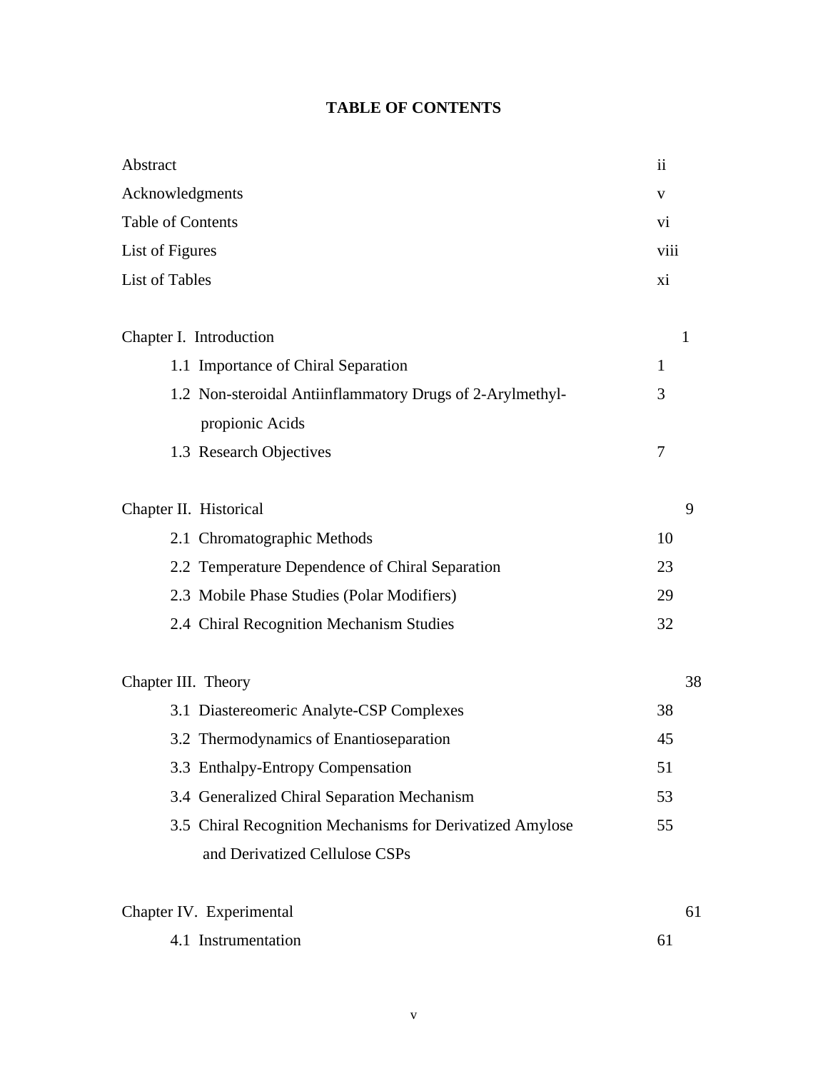# TABLE OF CONTENTS

| | |
|---|---|
| Abstract | ii |
| Acknowledgments | v |
| Table of Contents | vi |
| List of Figures | viii |
| List of Tables | xi |
| | |
| Chapter I. Introduction | 1 |
| 1.1 Importance of Chiral Separation | 1 |
| 1.2 Non-steroidal Antiinflammatory Drugs of 2-Arylmethyl-propionic Acids | 3 |
| 1.3 Research Objectives | 7 |
| | |
| Chapter II. Historical | 9 |
| 2.1 Chromatographic Methods | 10 |
| 2.2 Temperature Dependence of Chiral Separation | 23 |
| 2.3 Mobile Phase Studies (Polar Modifiers) | 29 |
| 2.4 Chiral Recognition Mechanism Studies | 32 |
| | |
| Chapter III. Theory | 38 |
| 3.1 Diastereomeric Analyte-CSP Complexes | 38 |
| 3.2 Thermodynamics of Enantioseparation | 45 |
| 3.3 Enthalpy-Entropy Compensation | 51 |
| 3.4 Generalized Chiral Separation Mechanism | 53 |
| 3.5 Chiral Recognition Mechanisms for Derivatized Amylose and Derivatized Cellulose CSPs | 55 |
| | |
| Chapter IV. Experimental | 61 |
| 4.1 Instrumentation | 61 |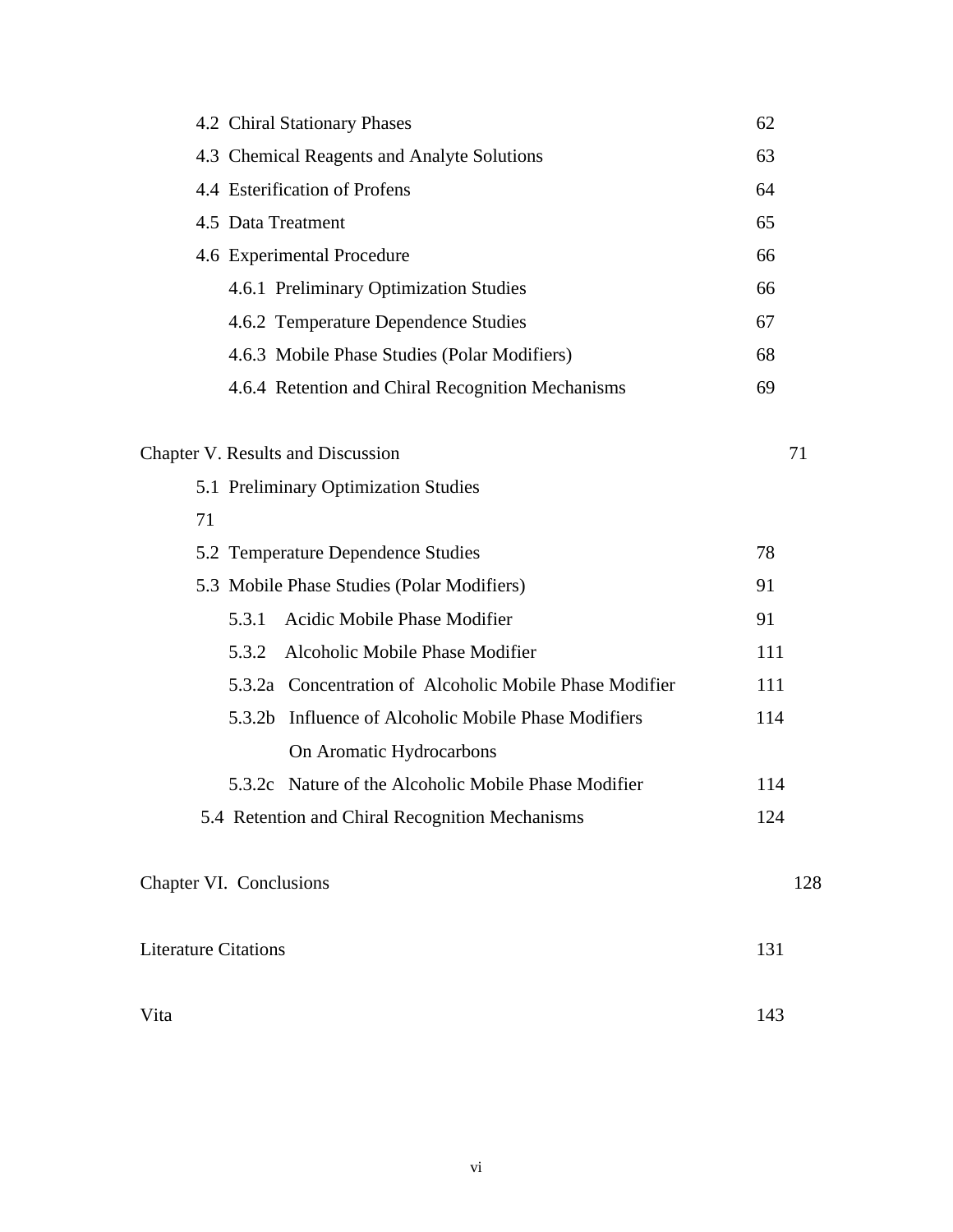| | |
|---|---|
| 4.2 Chiral Stationary Phases | 62 |
| 4.3 Chemical Reagents and Analyte Solutions | 63 |
| 4.4 Esterification of Profens | 64 |
| 4.5 Data Treatment | 65 |
| 4.6 Experimental Procedure | 66 |
| 4.6.1 Preliminary Optimization Studies | 66 |
| 4.6.2 Temperature Dependence Studies | 67 |
| 4.6.3 Mobile Phase Studies (Polar Modifiers) | 68 |
| 4.6.4 Retention and Chiral Recognition Mechanisms | 69 |
| | |
| Chapter V. Results and Discussion | 71 |
| 5.1 Preliminary Optimization Studies | 71 |
| 5.2 Temperature Dependence Studies | 78 |
| 5.3 Mobile Phase Studies (Polar Modifiers) | 91 |
| 5.3.1 Acidic Mobile Phase Modifier | 91 |
| 5.3.2 Alcoholic Mobile Phase Modifier | 111 |
| 5.3.2a Concentration of Alcoholic Mobile Phase Modifier | 111 |
| 5.3.2b Influence of Alcoholic Mobile Phase Modifiers On Aromatic Hydrocarbons | 114 |
| 5.3.2c Nature of the Alcoholic Mobile Phase Modifier | 114 |
| 5.4 Retention and Chiral Recognition Mechanisms | 124 |
| | |
| Chapter VI. Conclusions | 128 |
| | |
| Literature Citations | 131 |
| | |
| Vita | 143 |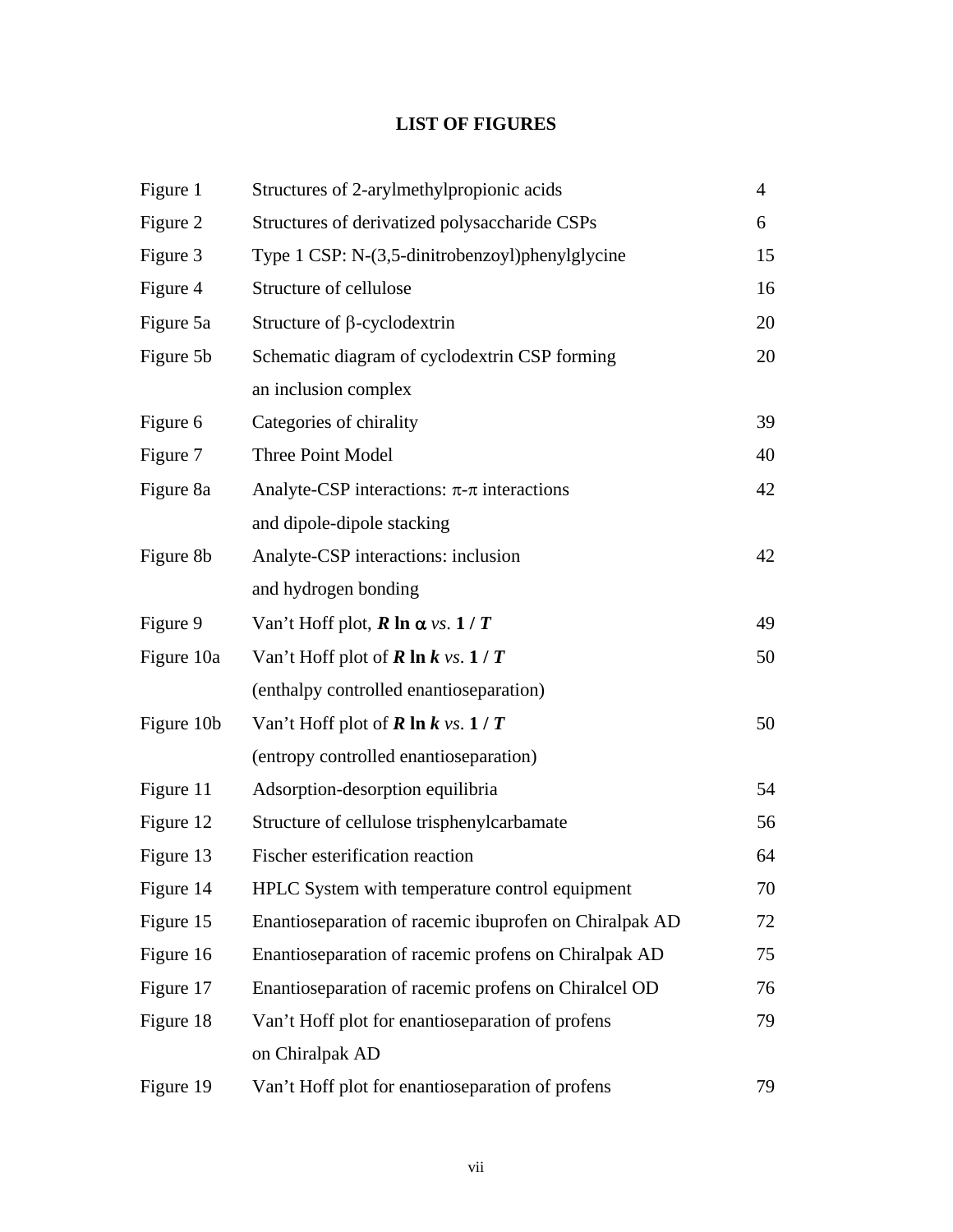# LIST OF FIGURES

| | | |
|---|---|---|
| Figure 1 | Structures of 2-arylmethylpropionic acids | 4 |
| Figure 2 | Structures of derivatized polysaccharide CSPs | 6 |
| Figure 3 | Type 1 CSP: N-(3,5-dinitrobenzoyl)phenylglycine | 15 |
| Figure 4 | Structure of cellulose | 16 |
| Figure 5a | Structure of β-cyclodextrin | 20 |
| Figure 5b | Schematic diagram of cyclodextrin CSP forming an inclusion complex | 20 |
| Figure 6 | Categories of chirality | 39 |
| Figure 7 | Three Point Model | 40 |
| Figure 8a | Analyte-CSP interactions: π-π interactions and dipole-dipole stacking | 42 |
| Figure 8b | Analyte-CSP interactions: inclusion and hydrogen bonding | 42 |
| Figure 9 | Van't Hoff plot, $R \ln \alpha$ *vs.* $1 / T$ | 49 |
| Figure 10a | Van't Hoff plot of $R \ln k$ *vs.* $1 / T$ (enthalpy controlled enantioseparation) | 50 |
| Figure 10b | Van't Hoff plot of $R \ln k$ *vs.* $1 / T$ (entropy controlled enantioseparation) | 50 |
| Figure 11 | Adsorption-desorption equilibria | 54 |
| Figure 12 | Structure of cellulose trisphenylcarbamate | 56 |
| Figure 13 | Fischer esterification reaction | 64 |
| Figure 14 | HPLC System with temperature control equipment | 70 |
| Figure 15 | Enantioseparation of racemic ibuprofen on Chiralpak AD | 72 |
| Figure 16 | Enantioseparation of racemic profens on Chiralpak AD | 75 |
| Figure 17 | Enantioseparation of racemic profens on Chiralcel OD | 76 |
| Figure 18 | Van't Hoff plot for enantioseparation of profens on Chiralpak AD | 79 |
| Figure 19 | Van't Hoff plot for enantioseparation of profens | 79 |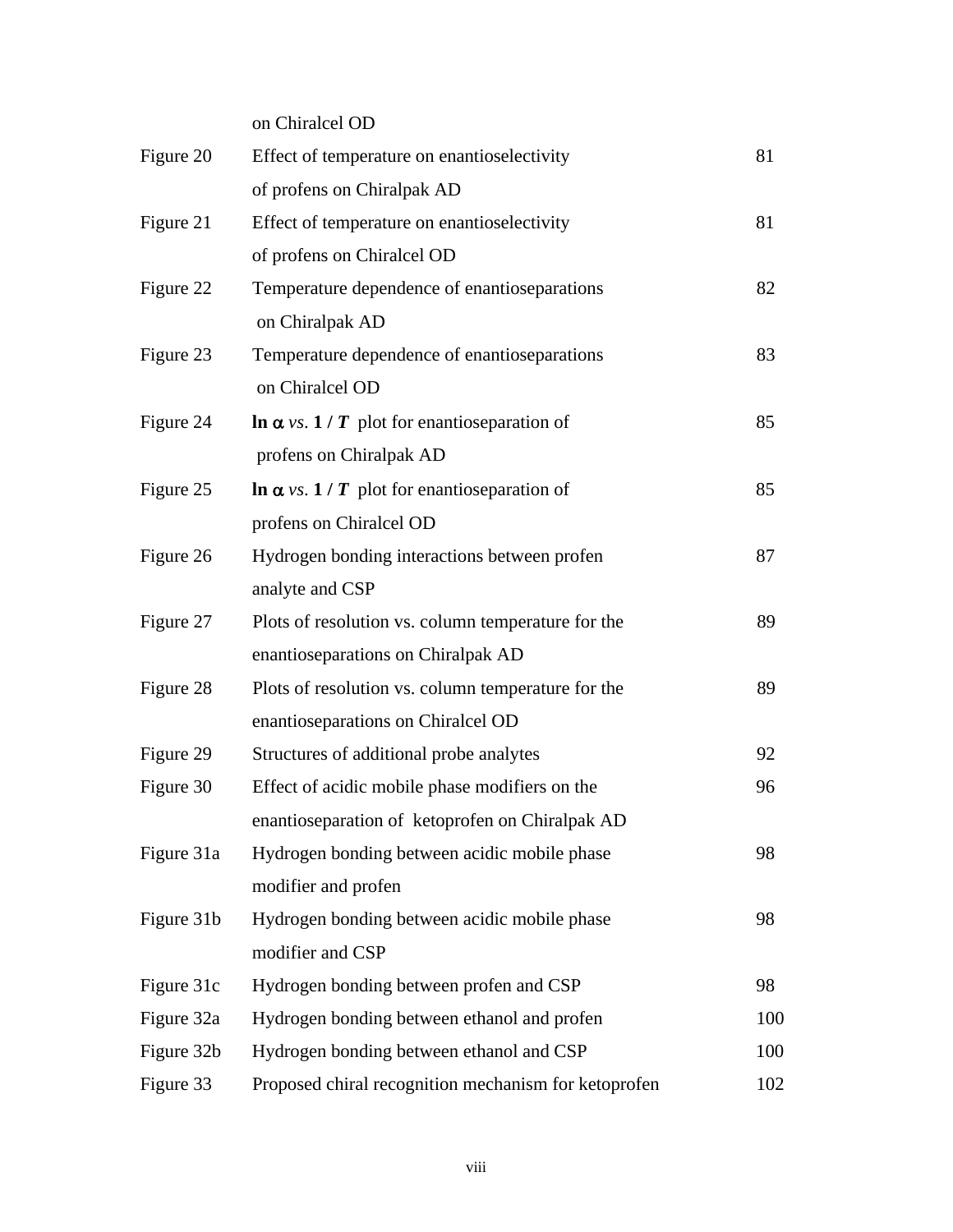| | | |
|---|---|---|
| | on Chiralcel OD | |
| Figure 20 | Effect of temperature on enantioselectivity of profens on Chiralpak AD | 81 |
| Figure 21 | Effect of temperature on enantioselectivity of profens on Chiralcel OD | 81 |
| Figure 22 | Temperature dependence of enantioseparations on Chiralpak AD | 82 |
| Figure 23 | Temperature dependence of enantioseparations on Chiralcel OD | 83 |
| Figure 24 | **ln** $\alpha$ *vs*. **1 / *T*** plot for enantioseparation of profens on Chiralpak AD | 85 |
| Figure 25 | **ln** $\alpha$ *vs*. **1 / *T*** plot for enantioseparation of profens on Chiralcel OD | 85 |
| Figure 26 | Hydrogen bonding interactions between profen analyte and CSP | 87 |
| Figure 27 | Plots of resolution vs. column temperature for the enantioseparations on Chiralpak AD | 89 |
| Figure 28 | Plots of resolution vs. column temperature for the enantioseparations on Chiralcel OD | 89 |
| Figure 29 | Structures of additional probe analytes | 92 |
| Figure 30 | Effect of acidic mobile phase modifiers on the enantioseparation of ketoprofen on Chiralpak AD | 96 |
| Figure 31a | Hydrogen bonding between acidic mobile phase modifier and profen | 98 |
| Figure 31b | Hydrogen bonding between acidic mobile phase modifier and CSP | 98 |
| Figure 31c | Hydrogen bonding between profen and CSP | 98 |
| Figure 32a | Hydrogen bonding between ethanol and profen | 100 |
| Figure 32b | Hydrogen bonding between ethanol and CSP | 100 |
| Figure 33 | Proposed chiral recognition mechanism for ketoprofen | 102 |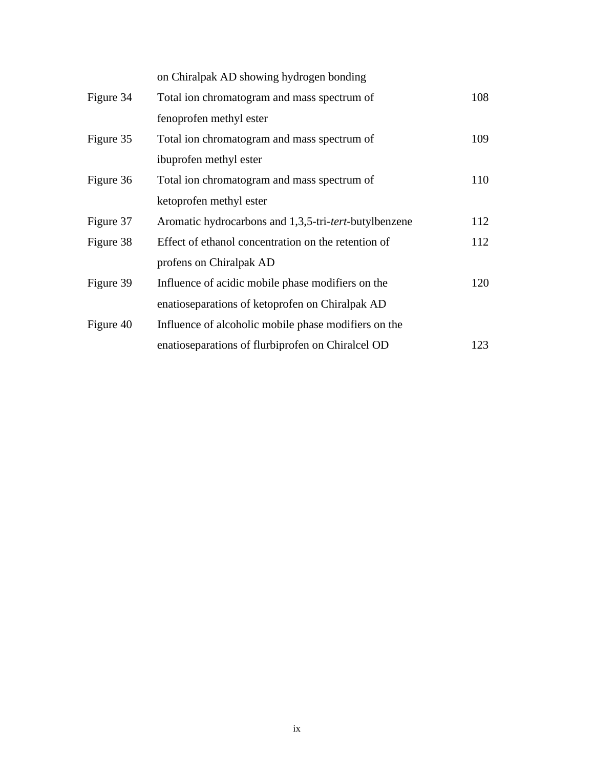| | | |
|---|---|---|
| | on Chiralpak AD showing hydrogen bonding | |
| Figure 34 | Total ion chromatogram and mass spectrum of fenoprofen methyl ester | 108 |
| Figure 35 | Total ion chromatogram and mass spectrum of ibuprofen methyl ester | 109 |
| Figure 36 | Total ion chromatogram and mass spectrum of ketoprofen methyl ester | 110 |
| Figure 37 | Aromatic hydrocarbons and 1,3,5-tri-*tert*-butylbenzene | 112 |
| Figure 38 | Effect of ethanol concentration on the retention of profens on Chiralpak AD | 112 |
| Figure 39 | Influence of acidic mobile phase modifiers on the enatioseparations of ketoprofen on Chiralpak AD | 120 |
| Figure 40 | Influence of alcoholic mobile phase modifiers on the enatioseparations of flurbiprofen on Chiralcel OD | 123 |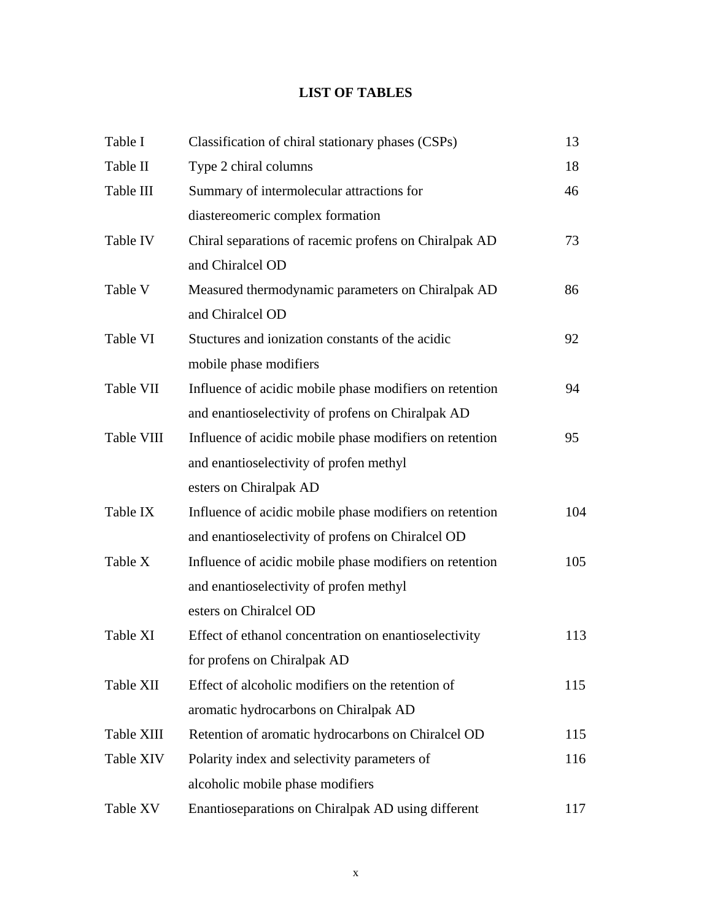# LIST OF TABLES

| | | |
|---|---|---|
| Table I | Classification of chiral stationary phases (CSPs) | 13 |
| Table II | Type 2 chiral columns | 18 |
| Table III | Summary of intermolecular attractions for diastereomeric complex formation | 46 |
| Table IV | Chiral separations of racemic profens on Chiralpak AD and Chiralcel OD | 73 |
| Table V | Measured thermodynamic parameters on Chiralpak AD and Chiralcel OD | 86 |
| Table VI | Stuctures and ionization constants of the acidic mobile phase modifiers | 92 |
| Table VII | Influence of acidic mobile phase modifiers on retention and enantioselectivity of profens on Chiralpak AD | 94 |
| Table VIII | Influence of acidic mobile phase modifiers on retention and enantioselectivity of profen methyl esters on Chiralpak AD | 95 |
| Table IX | Influence of acidic mobile phase modifiers on retention and enantioselectivity of profens on Chiralcel OD | 104 |
| Table X | Influence of acidic mobile phase modifiers on retention and enantioselectivity of profen methyl esters on Chiralcel OD | 105 |
| Table XI | Effect of ethanol concentration on enantioselectivity for profens on Chiralpak AD | 113 |
| Table XII | Effect of alcoholic modifiers on the retention of aromatic hydrocarbons on Chiralpak AD | 115 |
| Table XIII | Retention of aromatic hydrocarbons on Chiralcel OD | 115 |
| Table XIV | Polarity index and selectivity parameters of alcoholic mobile phase modifiers | 116 |
| Table XV | Enantioseparations on Chiralpak AD using different | 117 |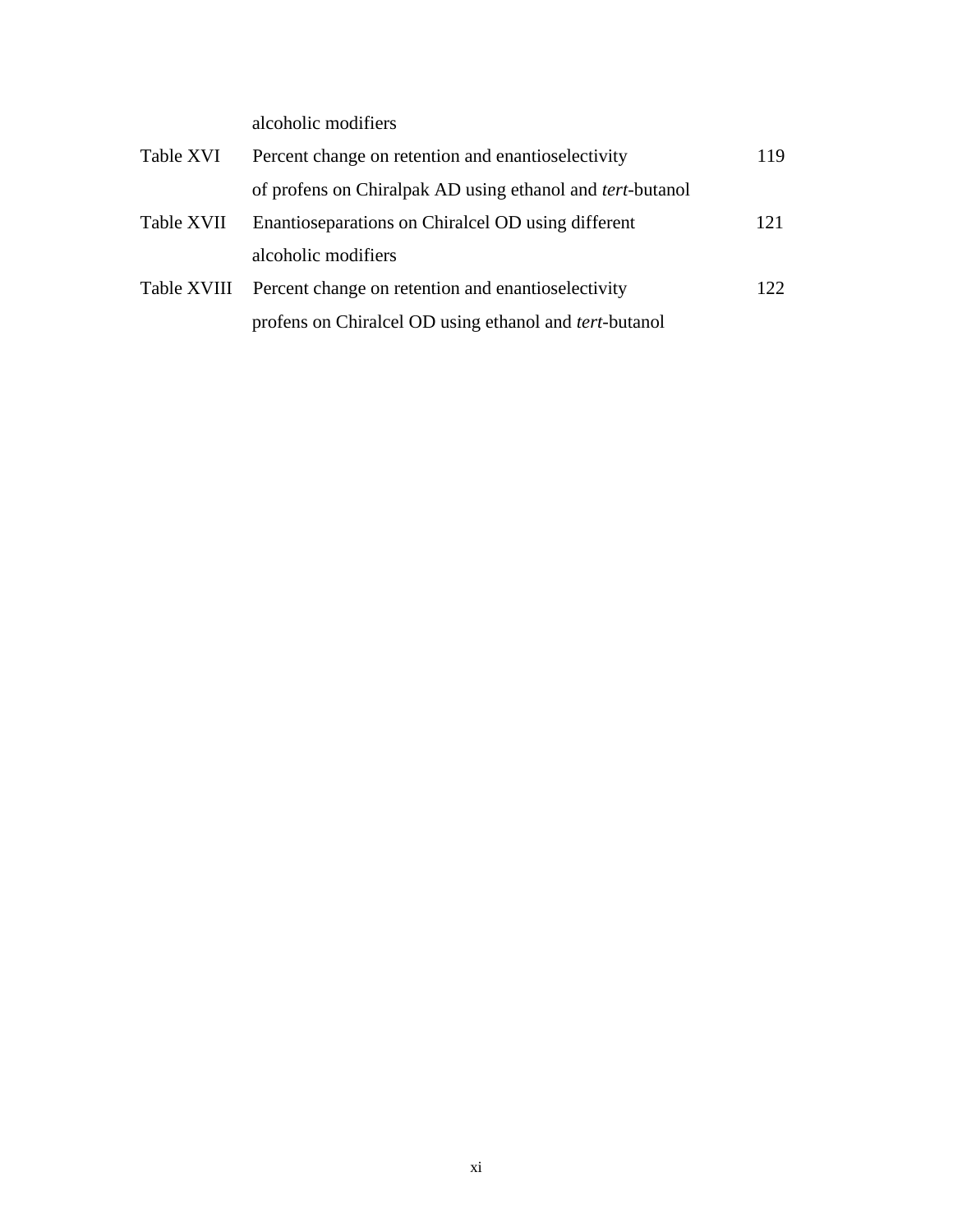| | | |
|---|---|---|
| | alcoholic modifiers | |
| Table XVI | Percent change on retention and enantioselectivity of profens on Chiralpak AD using ethanol and *tert*-butanol | 119 |
| Table XVII | Enantioseparations on Chiralcel OD using different alcoholic modifiers | 121 |
| Table XVIII | Percent change on retention and enantioselectivity profens on Chiralcel OD using ethanol and *tert*-butanol | 122 |